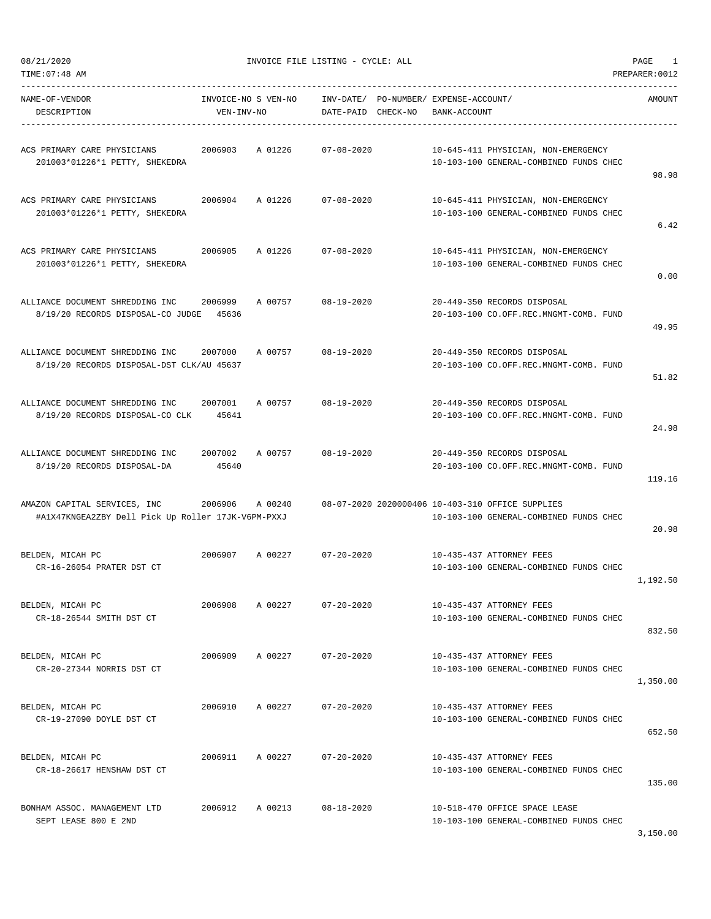08/21/2020 INVOICE FILE LISTING - CYCLE: ALL PAGE 1
TIME:07:48 AM PREPARER:0012

| NAME-OF-VENDOR / DESCRIPTION | INVOICE-NO / VEN-INV-NO | S VEN-NO | INV-DATE/ DATE-PAID | PO-NUMBER/ CHECK-NO | EXPENSE-ACCOUNT/ BANK-ACCOUNT | AMOUNT |
|---|---|---|---|---|---|---|
| ACS PRIMARY CARE PHYSICIANS<br>201003*01226*1 PETTY, SHEKEDRA | 2006903 | A 01226 | 07-08-2020 | | 10-645-411 PHYSICIAN, NON-EMERGENCY<br>10-103-100 GENERAL-COMBINED FUNDS CHEC | 98.98 |
| ACS PRIMARY CARE PHYSICIANS<br>201003*01226*1 PETTY, SHEKEDRA | 2006904 | A 01226 | 07-08-2020 | | 10-645-411 PHYSICIAN, NON-EMERGENCY<br>10-103-100 GENERAL-COMBINED FUNDS CHEC | 6.42 |
| ACS PRIMARY CARE PHYSICIANS<br>201003*01226*1 PETTY, SHEKEDRA | 2006905 | A 01226 | 07-08-2020 | | 10-645-411 PHYSICIAN, NON-EMERGENCY<br>10-103-100 GENERAL-COMBINED FUNDS CHEC | 0.00 |
| ALLIANCE DOCUMENT SHREDDING INC<br>8/19/20 RECORDS DISPOSAL-CO JUDGE | 2006999<br>45636 | A 00757 | 08-19-2020 | | 20-449-350 RECORDS DISPOSAL<br>20-103-100 CO.OFF.REC.MNGMT-COMB. FUND | 49.95 |
| ALLIANCE DOCUMENT SHREDDING INC<br>8/19/20 RECORDS DISPOSAL-DST CLK/AU | 2007000<br>45637 | A 00757 | 08-19-2020 | | 20-449-350 RECORDS DISPOSAL<br>20-103-100 CO.OFF.REC.MNGMT-COMB. FUND | 51.82 |
| ALLIANCE DOCUMENT SHREDDING INC<br>8/19/20 RECORDS DISPOSAL-CO CLK | 2007001<br>45641 | A 00757 | 08-19-2020 | | 20-449-350 RECORDS DISPOSAL<br>20-103-100 CO.OFF.REC.MNGMT-COMB. FUND | 24.98 |
| ALLIANCE DOCUMENT SHREDDING INC<br>8/19/20 RECORDS DISPOSAL-DA | 2007002<br>45640 | A 00757 | 08-19-2020 | | 20-449-350 RECORDS DISPOSAL<br>20-103-100 CO.OFF.REC.MNGMT-COMB. FUND | 119.16 |
| AMAZON CAPITAL SERVICES, INC<br>#A1X47KNGEA2ZBY Dell Pick Up Roller 17JK-V6PM-PXXJ | 2006906 | A 00240 | 08-07-2020 | 2020000406 | 10-403-310 OFFICE SUPPLIES<br>10-103-100 GENERAL-COMBINED FUNDS CHEC | 20.98 |
| BELDEN, MICAH PC<br>CR-16-26054 PRATER DST CT | 2006907 | A 00227 | 07-20-2020 | | 10-435-437 ATTORNEY FEES<br>10-103-100 GENERAL-COMBINED FUNDS CHEC | 1,192.50 |
| BELDEN, MICAH PC<br>CR-18-26544 SMITH DST CT | 2006908 | A 00227 | 07-20-2020 | | 10-435-437 ATTORNEY FEES<br>10-103-100 GENERAL-COMBINED FUNDS CHEC | 832.50 |
| BELDEN, MICAH PC<br>CR-20-27344 NORRIS DST CT | 2006909 | A 00227 | 07-20-2020 | | 10-435-437 ATTORNEY FEES<br>10-103-100 GENERAL-COMBINED FUNDS CHEC | 1,350.00 |
| BELDEN, MICAH PC<br>CR-19-27090 DOYLE DST CT | 2006910 | A 00227 | 07-20-2020 | | 10-435-437 ATTORNEY FEES<br>10-103-100 GENERAL-COMBINED FUNDS CHEC | 652.50 |
| BELDEN, MICAH PC<br>CR-18-26617 HENSHAW DST CT | 2006911 | A 00227 | 07-20-2020 | | 10-435-437 ATTORNEY FEES<br>10-103-100 GENERAL-COMBINED FUNDS CHEC | 135.00 |
| BONHAM ASSOC. MANAGEMENT LTD<br>SEPT LEASE 800 E 2ND | 2006912 | A 00213 | 08-18-2020 | | 10-518-470 OFFICE SPACE LEASE<br>10-103-100 GENERAL-COMBINED FUNDS CHEC | 3,150.00 |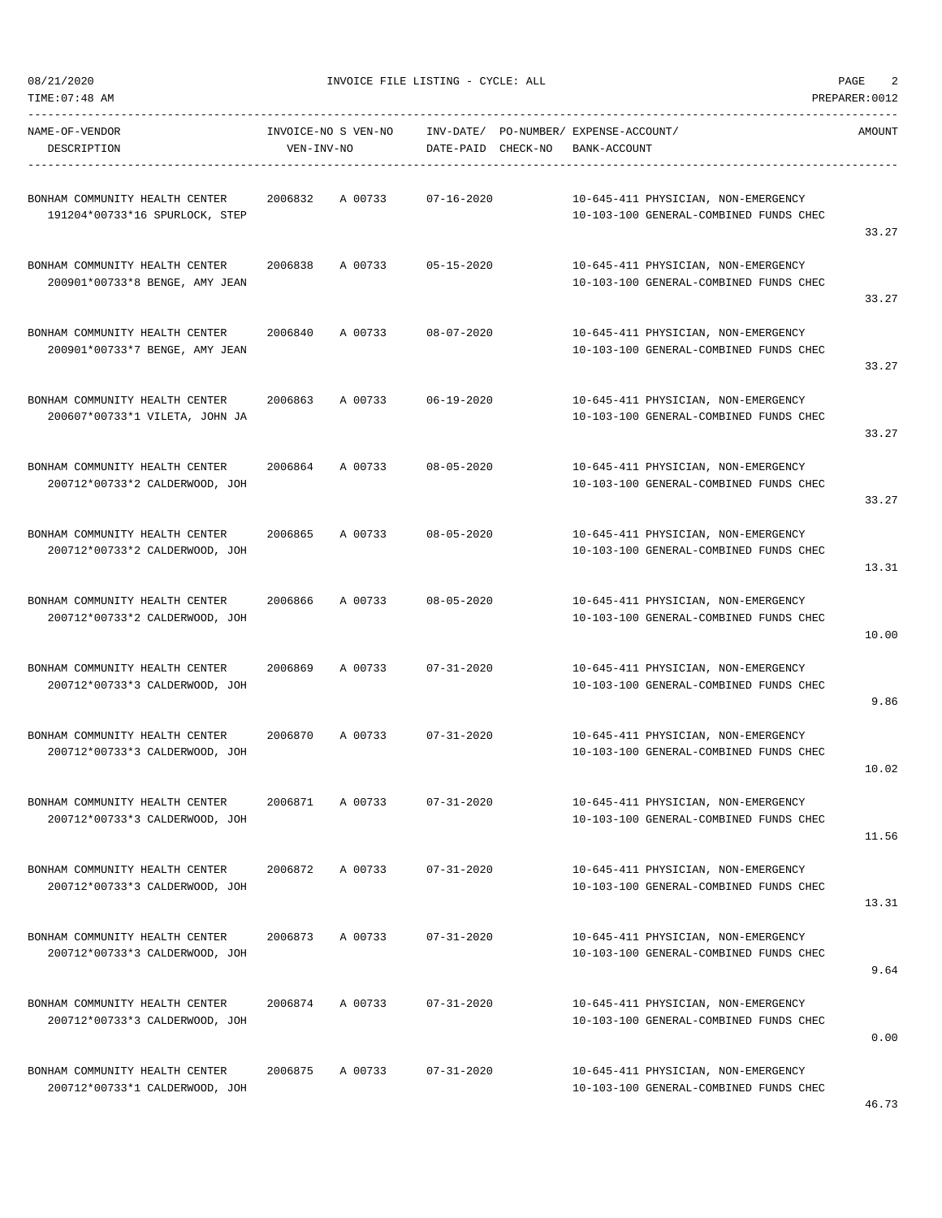08/21/2020 INVOICE FILE LISTING - CYCLE: ALL PAGE 2

TIME:07:48 AM PREPARER:0012

| NAME-OF-VENDOR / DESCRIPTION | INVOICE-NO S VEN-NO / VEN-INV-NO | INV-DATE/ DATE-PAID | PO-NUMBER/ CHECK-NO | EXPENSE-ACCOUNT/ BANK-ACCOUNT | AMOUNT |
|---|---|---|---|---|---|
| BONHAM COMMUNITY HEALTH CENTER 191204*00733*16 SPURLOCK, STEP | 2006832 A 00733 | 07-16-2020 | | 10-645-411 PHYSICIAN, NON-EMERGENCY 10-103-100 GENERAL-COMBINED FUNDS CHEC | 33.27 |
| BONHAM COMMUNITY HEALTH CENTER 200901*00733*8 BENGE, AMY JEAN | 2006838 A 00733 | 05-15-2020 | | 10-645-411 PHYSICIAN, NON-EMERGENCY 10-103-100 GENERAL-COMBINED FUNDS CHEC | 33.27 |
| BONHAM COMMUNITY HEALTH CENTER 200901*00733*7 BENGE, AMY JEAN | 2006840 A 00733 | 08-07-2020 | | 10-645-411 PHYSICIAN, NON-EMERGENCY 10-103-100 GENERAL-COMBINED FUNDS CHEC | 33.27 |
| BONHAM COMMUNITY HEALTH CENTER 200607*00733*1 VILETA, JOHN JA | 2006863 A 00733 | 06-19-2020 | | 10-645-411 PHYSICIAN, NON-EMERGENCY 10-103-100 GENERAL-COMBINED FUNDS CHEC | 33.27 |
| BONHAM COMMUNITY HEALTH CENTER 200712*00733*2 CALDERWOOD, JOH | 2006864 A 00733 | 08-05-2020 | | 10-645-411 PHYSICIAN, NON-EMERGENCY 10-103-100 GENERAL-COMBINED FUNDS CHEC | 33.27 |
| BONHAM COMMUNITY HEALTH CENTER 200712*00733*2 CALDERWOOD, JOH | 2006865 A 00733 | 08-05-2020 | | 10-645-411 PHYSICIAN, NON-EMERGENCY 10-103-100 GENERAL-COMBINED FUNDS CHEC | 13.31 |
| BONHAM COMMUNITY HEALTH CENTER 200712*00733*2 CALDERWOOD, JOH | 2006866 A 00733 | 08-05-2020 | | 10-645-411 PHYSICIAN, NON-EMERGENCY 10-103-100 GENERAL-COMBINED FUNDS CHEC | 10.00 |
| BONHAM COMMUNITY HEALTH CENTER 200712*00733*3 CALDERWOOD, JOH | 2006869 A 00733 | 07-31-2020 | | 10-645-411 PHYSICIAN, NON-EMERGENCY 10-103-100 GENERAL-COMBINED FUNDS CHEC | 9.86 |
| BONHAM COMMUNITY HEALTH CENTER 200712*00733*3 CALDERWOOD, JOH | 2006870 A 00733 | 07-31-2020 | | 10-645-411 PHYSICIAN, NON-EMERGENCY 10-103-100 GENERAL-COMBINED FUNDS CHEC | 10.02 |
| BONHAM COMMUNITY HEALTH CENTER 200712*00733*3 CALDERWOOD, JOH | 2006871 A 00733 | 07-31-2020 | | 10-645-411 PHYSICIAN, NON-EMERGENCY 10-103-100 GENERAL-COMBINED FUNDS CHEC | 11.56 |
| BONHAM COMMUNITY HEALTH CENTER 200712*00733*3 CALDERWOOD, JOH | 2006872 A 00733 | 07-31-2020 | | 10-645-411 PHYSICIAN, NON-EMERGENCY 10-103-100 GENERAL-COMBINED FUNDS CHEC | 13.31 |
| BONHAM COMMUNITY HEALTH CENTER 200712*00733*3 CALDERWOOD, JOH | 2006873 A 00733 | 07-31-2020 | | 10-645-411 PHYSICIAN, NON-EMERGENCY 10-103-100 GENERAL-COMBINED FUNDS CHEC | 9.64 |
| BONHAM COMMUNITY HEALTH CENTER 200712*00733*3 CALDERWOOD, JOH | 2006874 A 00733 | 07-31-2020 | | 10-645-411 PHYSICIAN, NON-EMERGENCY 10-103-100 GENERAL-COMBINED FUNDS CHEC | 0.00 |
| BONHAM COMMUNITY HEALTH CENTER 200712*00733*1 CALDERWOOD, JOH | 2006875 A 00733 | 07-31-2020 | | 10-645-411 PHYSICIAN, NON-EMERGENCY 10-103-100 GENERAL-COMBINED FUNDS CHEC | 46.73 |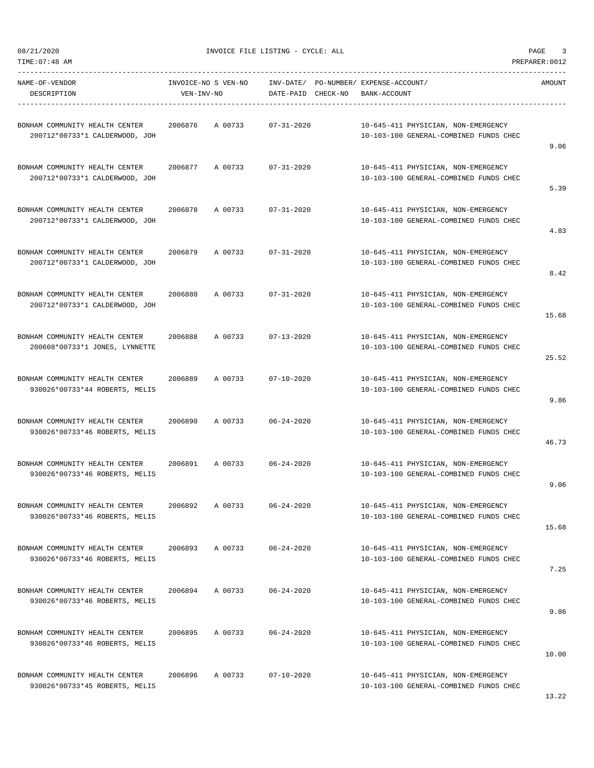08/21/2020 INVOICE FILE LISTING - CYCLE: ALL

TIME:07:48 AM PREPARER:0012

| NAME-OF-VENDOR / DESCRIPTION | INVOICE-NO | S VEN-NO / VEN-INV-NO | INV-DATE/ DATE-PAID | PO-NUMBER/ CHECK-NO | EXPENSE-ACCOUNT/ BANK-ACCOUNT | AMOUNT |
|---|---|---|---|---|---|---|
| BONHAM COMMUNITY HEALTH CENTER<br>200712*00733*1 CALDERWOOD, JOH | 2006876 | A 00733 | 07-31-2020 | | 10-645-411 PHYSICIAN, NON-EMERGENCY<br>10-103-100 GENERAL-COMBINED FUNDS CHEC | 9.06 |
| BONHAM COMMUNITY HEALTH CENTER<br>200712*00733*1 CALDERWOOD, JOH | 2006877 | A 00733 | 07-31-2020 | | 10-645-411 PHYSICIAN, NON-EMERGENCY<br>10-103-100 GENERAL-COMBINED FUNDS CHEC | 5.39 |
| BONHAM COMMUNITY HEALTH CENTER<br>200712*00733*1 CALDERWOOD, JOH | 2006878 | A 00733 | 07-31-2020 | | 10-645-411 PHYSICIAN, NON-EMERGENCY<br>10-103-100 GENERAL-COMBINED FUNDS CHEC | 4.83 |
| BONHAM COMMUNITY HEALTH CENTER<br>200712*00733*1 CALDERWOOD, JOH | 2006879 | A 00733 | 07-31-2020 | | 10-645-411 PHYSICIAN, NON-EMERGENCY<br>10-103-100 GENERAL-COMBINED FUNDS CHEC | 8.42 |
| BONHAM COMMUNITY HEALTH CENTER<br>200712*00733*1 CALDERWOOD, JOH | 2006880 | A 00733 | 07-31-2020 | | 10-645-411 PHYSICIAN, NON-EMERGENCY<br>10-103-100 GENERAL-COMBINED FUNDS CHEC | 15.68 |
| BONHAM COMMUNITY HEALTH CENTER<br>200608*00733*1 JONES, LYNNETTE | 2006888 | A 00733 | 07-13-2020 | | 10-645-411 PHYSICIAN, NON-EMERGENCY<br>10-103-100 GENERAL-COMBINED FUNDS CHEC | 25.52 |
| BONHAM COMMUNITY HEALTH CENTER<br>930026*00733*44 ROBERTS, MELIS | 2006889 | A 00733 | 07-10-2020 | | 10-645-411 PHYSICIAN, NON-EMERGENCY<br>10-103-100 GENERAL-COMBINED FUNDS CHEC | 9.86 |
| BONHAM COMMUNITY HEALTH CENTER<br>930026*00733*46 ROBERTS, MELIS | 2006890 | A 00733 | 06-24-2020 | | 10-645-411 PHYSICIAN, NON-EMERGENCY<br>10-103-100 GENERAL-COMBINED FUNDS CHEC | 46.73 |
| BONHAM COMMUNITY HEALTH CENTER<br>930026*00733*46 ROBERTS, MELIS | 2006891 | A 00733 | 06-24-2020 | | 10-645-411 PHYSICIAN, NON-EMERGENCY<br>10-103-100 GENERAL-COMBINED FUNDS CHEC | 9.06 |
| BONHAM COMMUNITY HEALTH CENTER<br>930026*00733*46 ROBERTS, MELIS | 2006892 | A 00733 | 06-24-2020 | | 10-645-411 PHYSICIAN, NON-EMERGENCY<br>10-103-100 GENERAL-COMBINED FUNDS CHEC | 15.68 |
| BONHAM COMMUNITY HEALTH CENTER<br>930026*00733*46 ROBERTS, MELIS | 2006893 | A 00733 | 06-24-2020 | | 10-645-411 PHYSICIAN, NON-EMERGENCY<br>10-103-100 GENERAL-COMBINED FUNDS CHEC | 7.25 |
| BONHAM COMMUNITY HEALTH CENTER<br>930026*00733*46 ROBERTS, MELIS | 2006894 | A 00733 | 06-24-2020 | | 10-645-411 PHYSICIAN, NON-EMERGENCY<br>10-103-100 GENERAL-COMBINED FUNDS CHEC | 9.86 |
| BONHAM COMMUNITY HEALTH CENTER<br>930026*00733*46 ROBERTS, MELIS | 2006895 | A 00733 | 06-24-2020 | | 10-645-411 PHYSICIAN, NON-EMERGENCY<br>10-103-100 GENERAL-COMBINED FUNDS CHEC | 10.00 |
| BONHAM COMMUNITY HEALTH CENTER<br>930026*00733*45 ROBERTS, MELIS | 2006896 | A 00733 | 07-10-2020 | | 10-645-411 PHYSICIAN, NON-EMERGENCY<br>10-103-100 GENERAL-COMBINED FUNDS CHEC | 13.22 |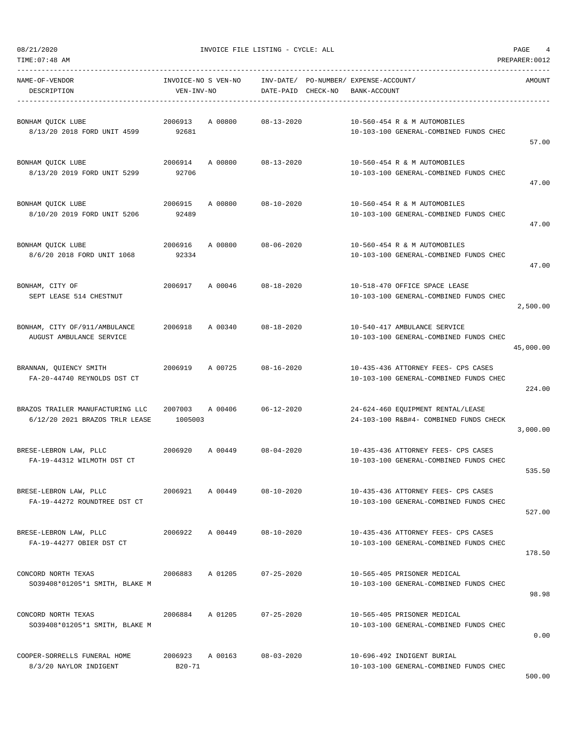08/21/2020 INVOICE FILE LISTING - CYCLE: ALL

TIME:07:48 AM PREPARER:0012

| NAME-OF-VENDOR / DESCRIPTION | INVOICE-NO / VEN-INV-NO | S VEN-NO | INV-DATE/ DATE-PAID | PO-NUMBER/ CHECK-NO | EXPENSE-ACCOUNT/ BANK-ACCOUNT | AMOUNT |
|---|---|---|---|---|---|---|
| BONHAM QUICK LUBE<br>8/13/20 2018 FORD UNIT 4599 | 2006913<br>92681 | A 00800 | 08-13-2020 | | 10-560-454 R & M AUTOMOBILES<br>10-103-100 GENERAL-COMBINED FUNDS CHEC | 57.00 |
| BONHAM QUICK LUBE<br>8/13/20 2019 FORD UNIT 5299 | 2006914<br>92706 | A 00800 | 08-13-2020 | | 10-560-454 R & M AUTOMOBILES<br>10-103-100 GENERAL-COMBINED FUNDS CHEC | 47.00 |
| BONHAM QUICK LUBE<br>8/10/20 2019 FORD UNIT 5206 | 2006915<br>92489 | A 00800 | 08-10-2020 | | 10-560-454 R & M AUTOMOBILES<br>10-103-100 GENERAL-COMBINED FUNDS CHEC | 47.00 |
| BONHAM QUICK LUBE<br>8/6/20 2018 FORD UNIT 1068 | 2006916<br>92334 | A 00800 | 08-06-2020 | | 10-560-454 R & M AUTOMOBILES<br>10-103-100 GENERAL-COMBINED FUNDS CHEC | 47.00 |
| BONHAM, CITY OF<br>SEPT LEASE 514 CHESTNUT | 2006917 | A 00046 | 08-18-2020 | | 10-518-470 OFFICE SPACE LEASE<br>10-103-100 GENERAL-COMBINED FUNDS CHEC | 2,500.00 |
| BONHAM, CITY OF/911/AMBULANCE<br>AUGUST AMBULANCE SERVICE | 2006918 | A 00340 | 08-18-2020 | | 10-540-417 AMBULANCE SERVICE<br>10-103-100 GENERAL-COMBINED FUNDS CHEC | 45,000.00 |
| BRANNAN, QUIENCY SMITH<br>FA-20-44740 REYNOLDS DST CT | 2006919 | A 00725 | 08-16-2020 | | 10-435-436 ATTORNEY FEES- CPS CASES<br>10-103-100 GENERAL-COMBINED FUNDS CHEC | 224.00 |
| BRAZOS TRAILER MANUFACTURING LLC<br>6/12/20 2021 BRAZOS TRLR LEASE | 2007003<br>1005003 | A 00406 | 06-12-2020 | | 24-624-460 EQUIPMENT RENTAL/LEASE<br>24-103-100 R&B#4- COMBINED FUNDS CHECK | 3,000.00 |
| BRESE-LEBRON LAW, PLLC<br>FA-19-44312 WILMOTH DST CT | 2006920 | A 00449 | 08-04-2020 | | 10-435-436 ATTORNEY FEES- CPS CASES<br>10-103-100 GENERAL-COMBINED FUNDS CHEC | 535.50 |
| BRESE-LEBRON LAW, PLLC<br>FA-19-44272 ROUNDTREE DST CT | 2006921 | A 00449 | 08-10-2020 | | 10-435-436 ATTORNEY FEES- CPS CASES<br>10-103-100 GENERAL-COMBINED FUNDS CHEC | 527.00 |
| BRESE-LEBRON LAW, PLLC<br>FA-19-44277 OBIER DST CT | 2006922 | A 00449 | 08-10-2020 | | 10-435-436 ATTORNEY FEES- CPS CASES<br>10-103-100 GENERAL-COMBINED FUNDS CHEC | 178.50 |
| CONCORD NORTH TEXAS<br>SO39408*01205*1 SMITH, BLAKE M | 2006883 | A 01205 | 07-25-2020 | | 10-565-405 PRISONER MEDICAL<br>10-103-100 GENERAL-COMBINED FUNDS CHEC | 98.98 |
| CONCORD NORTH TEXAS<br>SO39408*01205*1 SMITH, BLAKE M | 2006884 | A 01205 | 07-25-2020 | | 10-565-405 PRISONER MEDICAL<br>10-103-100 GENERAL-COMBINED FUNDS CHEC | 0.00 |
| COOPER-SORRELLS FUNERAL HOME<br>8/3/20 NAYLOR INDIGENT | 2006923<br>B20-71 | A 00163 | 08-03-2020 | | 10-696-492 INDIGENT BURIAL<br>10-103-100 GENERAL-COMBINED FUNDS CHEC | 500.00 |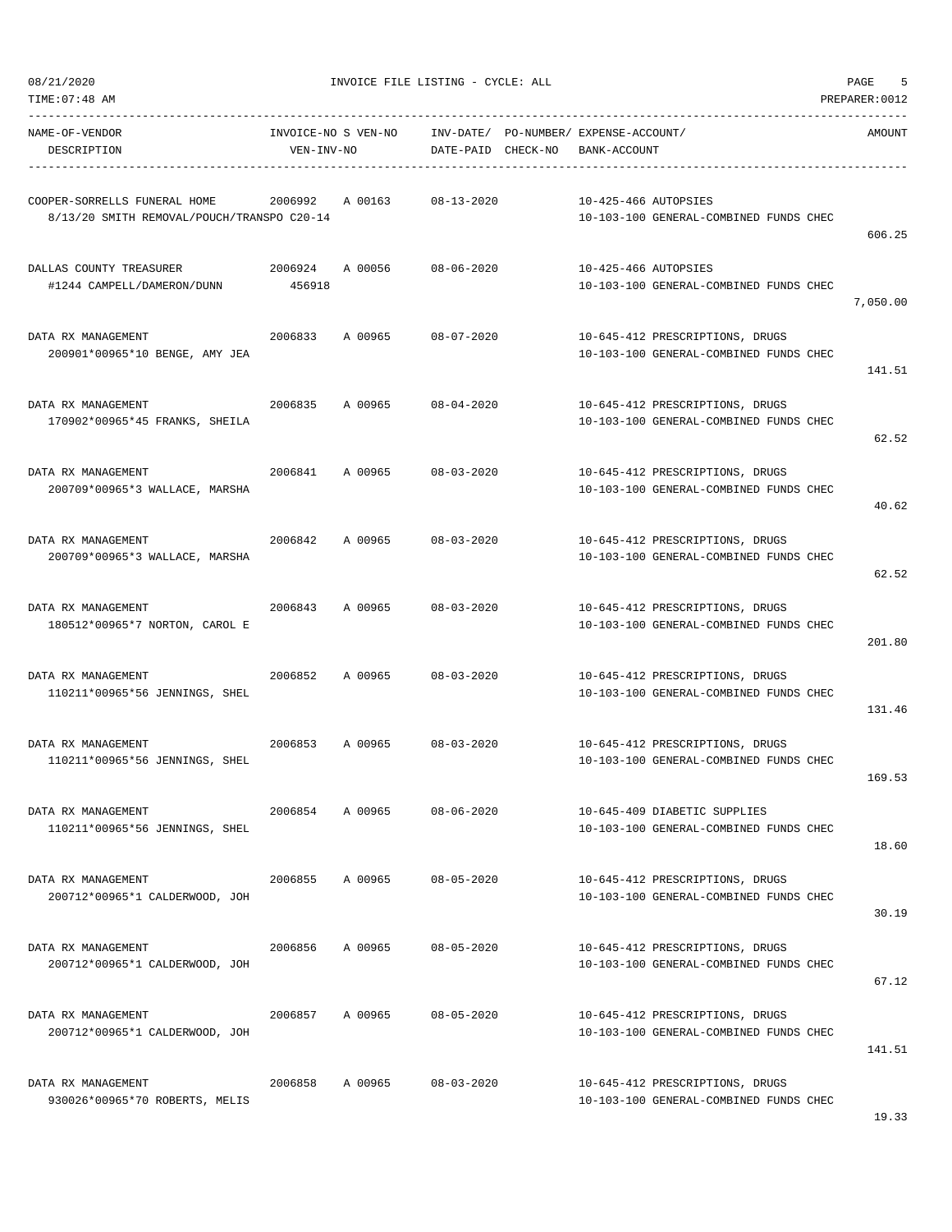08/21/2020 INVOICE FILE LISTING - CYCLE: ALL

TIME:07:48 AM PREPARER:0012

| NAME-OF-VENDOR / DESCRIPTION | INVOICE-NO / VEN-INV-NO | S VEN-NO | INV-DATE/ DATE-PAID | PO-NUMBER/ CHECK-NO | EXPENSE-ACCOUNT/ BANK-ACCOUNT | AMOUNT |
|---|---|---|---|---|---|---|
| COOPER-SORRELLS FUNERAL HOME<br>8/13/20 SMITH REMOVAL/POUCH/TRANSPO C20-14 | 2006992 | A 00163 | 08-13-2020 | | 10-425-466 AUTOPSIES<br>10-103-100 GENERAL-COMBINED FUNDS CHEC | 606.25 |
| DALLAS COUNTY TREASURER<br>#1244 CAMPELL/DAMERON/DUNN | 2006924<br>456918 | A 00056 | 08-06-2020 | | 10-425-466 AUTOPSIES<br>10-103-100 GENERAL-COMBINED FUNDS CHEC | 7,050.00 |
| DATA RX MANAGEMENT<br>200901*00965*10 BENGE, AMY JEA | 2006833 | A 00965 | 08-07-2020 | | 10-645-412 PRESCRIPTIONS, DRUGS<br>10-103-100 GENERAL-COMBINED FUNDS CHEC | 141.51 |
| DATA RX MANAGEMENT<br>170902*00965*45 FRANKS, SHEILA | 2006835 | A 00965 | 08-04-2020 | | 10-645-412 PRESCRIPTIONS, DRUGS<br>10-103-100 GENERAL-COMBINED FUNDS CHEC | 62.52 |
| DATA RX MANAGEMENT<br>200709*00965*3 WALLACE, MARSHA | 2006841 | A 00965 | 08-03-2020 | | 10-645-412 PRESCRIPTIONS, DRUGS<br>10-103-100 GENERAL-COMBINED FUNDS CHEC | 40.62 |
| DATA RX MANAGEMENT<br>200709*00965*3 WALLACE, MARSHA | 2006842 | A 00965 | 08-03-2020 | | 10-645-412 PRESCRIPTIONS, DRUGS<br>10-103-100 GENERAL-COMBINED FUNDS CHEC | 62.52 |
| DATA RX MANAGEMENT<br>180512*00965*7 NORTON, CAROL E | 2006843 | A 00965 | 08-03-2020 | | 10-645-412 PRESCRIPTIONS, DRUGS<br>10-103-100 GENERAL-COMBINED FUNDS CHEC | 201.80 |
| DATA RX MANAGEMENT<br>110211*00965*56 JENNINGS, SHEL | 2006852 | A 00965 | 08-03-2020 | | 10-645-412 PRESCRIPTIONS, DRUGS<br>10-103-100 GENERAL-COMBINED FUNDS CHEC | 131.46 |
| DATA RX MANAGEMENT<br>110211*00965*56 JENNINGS, SHEL | 2006853 | A 00965 | 08-03-2020 | | 10-645-412 PRESCRIPTIONS, DRUGS<br>10-103-100 GENERAL-COMBINED FUNDS CHEC | 169.53 |
| DATA RX MANAGEMENT<br>110211*00965*56 JENNINGS, SHEL | 2006854 | A 00965 | 08-06-2020 | | 10-645-409 DIABETIC SUPPLIES<br>10-103-100 GENERAL-COMBINED FUNDS CHEC | 18.60 |
| DATA RX MANAGEMENT<br>200712*00965*1 CALDERWOOD, JOH | 2006855 | A 00965 | 08-05-2020 | | 10-645-412 PRESCRIPTIONS, DRUGS<br>10-103-100 GENERAL-COMBINED FUNDS CHEC | 30.19 |
| DATA RX MANAGEMENT<br>200712*00965*1 CALDERWOOD, JOH | 2006856 | A 00965 | 08-05-2020 | | 10-645-412 PRESCRIPTIONS, DRUGS<br>10-103-100 GENERAL-COMBINED FUNDS CHEC | 67.12 |
| DATA RX MANAGEMENT<br>200712*00965*1 CALDERWOOD, JOH | 2006857 | A 00965 | 08-05-2020 | | 10-645-412 PRESCRIPTIONS, DRUGS<br>10-103-100 GENERAL-COMBINED FUNDS CHEC | 141.51 |
| DATA RX MANAGEMENT<br>930026*00965*70 ROBERTS, MELIS | 2006858 | A 00965 | 08-03-2020 | | 10-645-412 PRESCRIPTIONS, DRUGS<br>10-103-100 GENERAL-COMBINED FUNDS CHEC | 19.33 |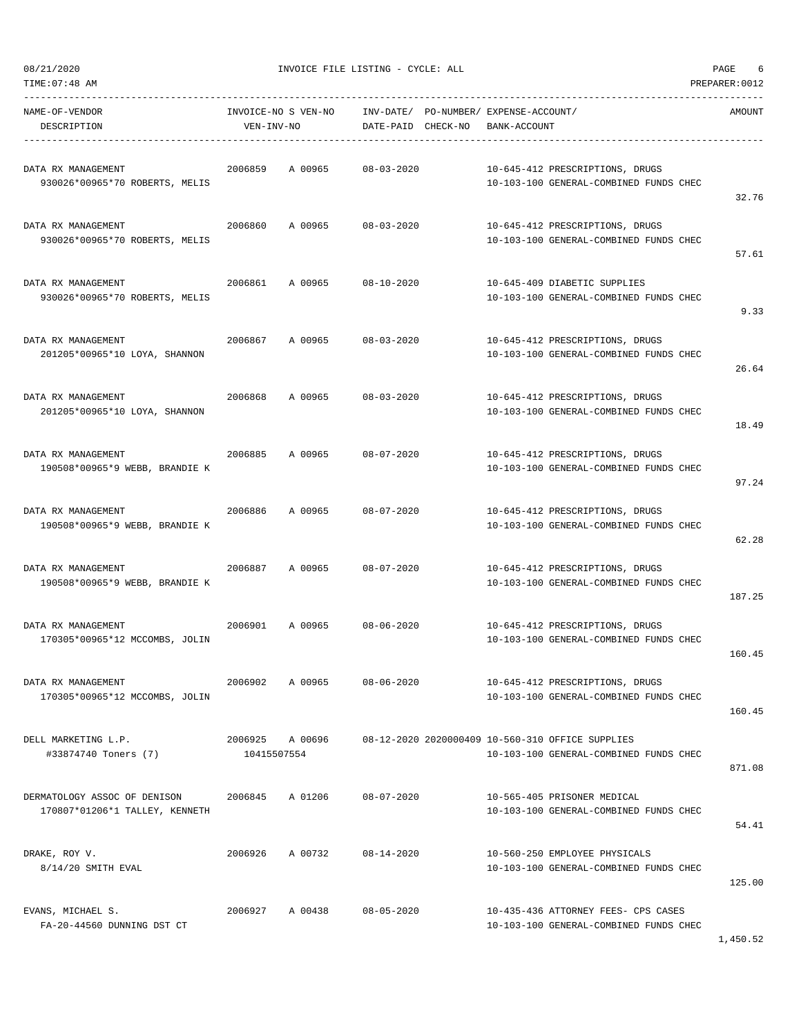08/21/2020 INVOICE FILE LISTING - CYCLE: ALL

TIME:07:48 AM PREPARER:0012

| NAME-OF-VENDOR / DESCRIPTION | INVOICE-NO S VEN-NO / VEN-INV-NO | INV-DATE/ DATE-PAID | PO-NUMBER/ CHECK-NO | EXPENSE-ACCOUNT/ BANK-ACCOUNT | AMOUNT |
|---|---|---|---|---|---|
| DATA RX MANAGEMENT<br>930026*00965*70 ROBERTS, MELIS | 2006859 A 00965 | 08-03-2020 | | 10-645-412 PRESCRIPTIONS, DRUGS<br>10-103-100 GENERAL-COMBINED FUNDS CHEC | 32.76 |
| DATA RX MANAGEMENT<br>930026*00965*70 ROBERTS, MELIS | 2006860 A 00965 | 08-03-2020 | | 10-645-412 PRESCRIPTIONS, DRUGS<br>10-103-100 GENERAL-COMBINED FUNDS CHEC | 57.61 |
| DATA RX MANAGEMENT<br>930026*00965*70 ROBERTS, MELIS | 2006861 A 00965 | 08-10-2020 | | 10-645-409 DIABETIC SUPPLIES<br>10-103-100 GENERAL-COMBINED FUNDS CHEC | 9.33 |
| DATA RX MANAGEMENT<br>201205*00965*10 LOYA, SHANNON | 2006867 A 00965 | 08-03-2020 | | 10-645-412 PRESCRIPTIONS, DRUGS<br>10-103-100 GENERAL-COMBINED FUNDS CHEC | 26.64 |
| DATA RX MANAGEMENT<br>201205*00965*10 LOYA, SHANNON | 2006868 A 00965 | 08-03-2020 | | 10-645-412 PRESCRIPTIONS, DRUGS<br>10-103-100 GENERAL-COMBINED FUNDS CHEC | 18.49 |
| DATA RX MANAGEMENT<br>190508*00965*9 WEBB, BRANDIE K | 2006885 A 00965 | 08-07-2020 | | 10-645-412 PRESCRIPTIONS, DRUGS<br>10-103-100 GENERAL-COMBINED FUNDS CHEC | 97.24 |
| DATA RX MANAGEMENT<br>190508*00965*9 WEBB, BRANDIE K | 2006886 A 00965 | 08-07-2020 | | 10-645-412 PRESCRIPTIONS, DRUGS<br>10-103-100 GENERAL-COMBINED FUNDS CHEC | 62.28 |
| DATA RX MANAGEMENT<br>190508*00965*9 WEBB, BRANDIE K | 2006887 A 00965 | 08-07-2020 | | 10-645-412 PRESCRIPTIONS, DRUGS<br>10-103-100 GENERAL-COMBINED FUNDS CHEC | 187.25 |
| DATA RX MANAGEMENT<br>170305*00965*12 MCCOMBS, JOLIN | 2006901 A 00965 | 08-06-2020 | | 10-645-412 PRESCRIPTIONS, DRUGS<br>10-103-100 GENERAL-COMBINED FUNDS CHEC | 160.45 |
| DATA RX MANAGEMENT<br>170305*00965*12 MCCOMBS, JOLIN | 2006902 A 00965 | 08-06-2020 | | 10-645-412 PRESCRIPTIONS, DRUGS<br>10-103-100 GENERAL-COMBINED FUNDS CHEC | 160.45 |
| DELL MARKETING L.P.<br>#33874740 Toners (7) | 2006925 A 00696<br>10415507554 | 08-12-2020 | 2020000409 | 10-560-310 OFFICE SUPPLIES<br>10-103-100 GENERAL-COMBINED FUNDS CHEC | 871.08 |
| DERMATOLOGY ASSOC OF DENISON<br>170807*01206*1 TALLEY, KENNETH | 2006845 A 01206 | 08-07-2020 | | 10-565-405 PRISONER MEDICAL<br>10-103-100 GENERAL-COMBINED FUNDS CHEC | 54.41 |
| DRAKE, ROY V.<br>8/14/20 SMITH EVAL | 2006926 A 00732 | 08-14-2020 | | 10-560-250 EMPLOYEE PHYSICALS<br>10-103-100 GENERAL-COMBINED FUNDS CHEC | 125.00 |
| EVANS, MICHAEL S.<br>FA-20-44560 DUNNING DST CT | 2006927 A 00438 | 08-05-2020 | | 10-435-436 ATTORNEY FEES- CPS CASES<br>10-103-100 GENERAL-COMBINED FUNDS CHEC | 1,450.52 |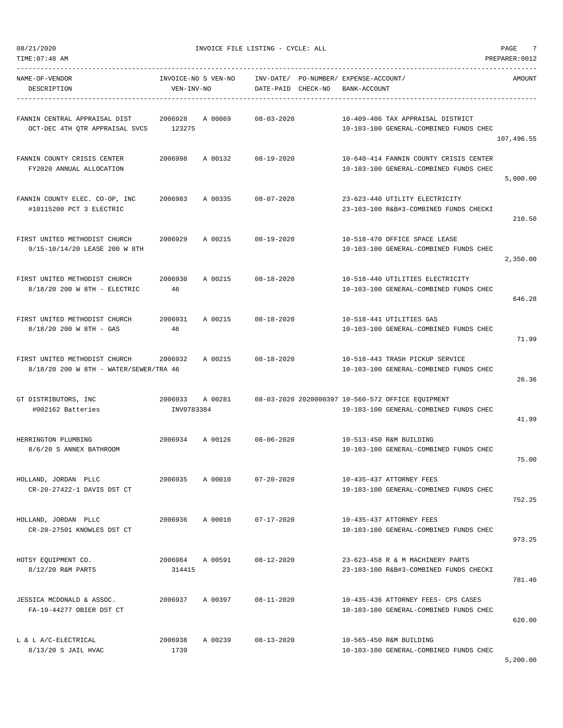08/21/2020 INVOICE FILE LISTING - CYCLE: ALL

TIME:07:48 AM PREPARER:0012

| NAME-OF-VENDOR / DESCRIPTION | INVOICE-NO / VEN-INV-NO | S VEN-NO | INV-DATE/ DATE-PAID | PO-NUMBER/ CHECK-NO | EXPENSE-ACCOUNT/ BANK-ACCOUNT | AMOUNT |
|---|---|---|---|---|---|---|
| FANNIN CENTRAL APPRAISAL DIST<br>OCT-DEC 4TH QTR APPRAISAL SVCS | 2006928<br>123275 | A 00069 | 08-03-2020 | | 10-409-406 TAX APPRAISAL DISTRICT<br>10-103-100 GENERAL-COMBINED FUNDS CHEC | 107,496.55 |
| FANNIN COUNTY CRISIS CENTER<br>FY2020 ANNUAL ALLOCATION | 2006998 | A 00132 | 08-19-2020 | | 10-640-414 FANNIN COUNTY CRISIS CENTER<br>10-103-100 GENERAL-COMBINED FUNDS CHEC | 5,000.00 |
| FANNIN COUNTY ELEC. CO-OP, INC<br>#10115200 PCT 3 ELECTRIC | 2006983 | A 00335 | 08-07-2020 | | 23-623-440 UTILITY ELECTRICITY<br>23-103-100 R&B#3-COMBINED FUNDS CHECKI | 210.50 |
| FIRST UNITED METHODIST CHURCH<br>9/15-10/14/20 LEASE 200 W 8TH | 2006929 | A 00215 | 08-19-2020 | | 10-518-470 OFFICE SPACE LEASE<br>10-103-100 GENERAL-COMBINED FUNDS CHEC | 2,350.00 |
| FIRST UNITED METHODIST CHURCH<br>8/18/20 200 W 8TH - ELECTRIC | 2006930<br>46 | A 00215 | 08-18-2020 | | 10-518-440 UTILITIES ELECTRICITY<br>10-103-100 GENERAL-COMBINED FUNDS CHEC | 646.28 |
| FIRST UNITED METHODIST CHURCH<br>8/18/20 200 W 8TH - GAS | 2006931<br>46 | A 00215 | 08-18-2020 | | 10-518-441 UTILITIES GAS<br>10-103-100 GENERAL-COMBINED FUNDS CHEC | 71.99 |
| FIRST UNITED METHODIST CHURCH<br>8/18/20 200 W 8TH - WATER/SEWER/TRA | 2006932<br>46 | A 00215 | 08-18-2020 | | 10-518-443 TRASH PICKUP SERVICE<br>10-103-100 GENERAL-COMBINED FUNDS CHEC | 26.36 |
| GT DISTRIBUTORS, INC<br>#002162 Batteries | 2006933<br>INV0783384 | A 00281 | 08-03-2020 | 2020000397 | 10-560-572 OFFICE EQUIPMENT<br>10-103-100 GENERAL-COMBINED FUNDS CHEC | 41.99 |
| HERRINGTON PLUMBING<br>8/6/20 S ANNEX BATHROOM | 2006934 | A 00126 | 08-06-2020 | | 10-513-450 R&M BUILDING<br>10-103-100 GENERAL-COMBINED FUNDS CHEC | 75.00 |
| HOLLAND, JORDAN PLLC<br>CR-20-27422-1 DAVIS DST CT | 2006935 | A 00010 | 07-20-2020 | | 10-435-437 ATTORNEY FEES<br>10-103-100 GENERAL-COMBINED FUNDS CHEC | 752.25 |
| HOLLAND, JORDAN PLLC<br>CR-20-27501 KNOWLES DST CT | 2006936 | A 00010 | 07-17-2020 | | 10-435-437 ATTORNEY FEES<br>10-103-100 GENERAL-COMBINED FUNDS CHEC | 973.25 |
| HOTSY EQUIPMENT CO.<br>8/12/20 R&M PARTS | 2006984<br>314415 | A 00591 | 08-12-2020 | | 23-623-458 R & M MACHINERY PARTS<br>23-103-100 R&B#3-COMBINED FUNDS CHECKI | 781.40 |
| JESSICA MCDONALD & ASSOC.<br>FA-19-44277 OBIER DST CT | 2006937 | A 00397 | 08-11-2020 | | 10-435-436 ATTORNEY FEES- CPS CASES<br>10-103-100 GENERAL-COMBINED FUNDS CHEC | 620.00 |
| L & L A/C-ELECTRICAL<br>8/13/20 S JAIL HVAC | 2006938<br>1739 | A 00239 | 08-13-2020 | | 10-565-450 R&M BUILDING<br>10-103-100 GENERAL-COMBINED FUNDS CHEC | 5,200.00 |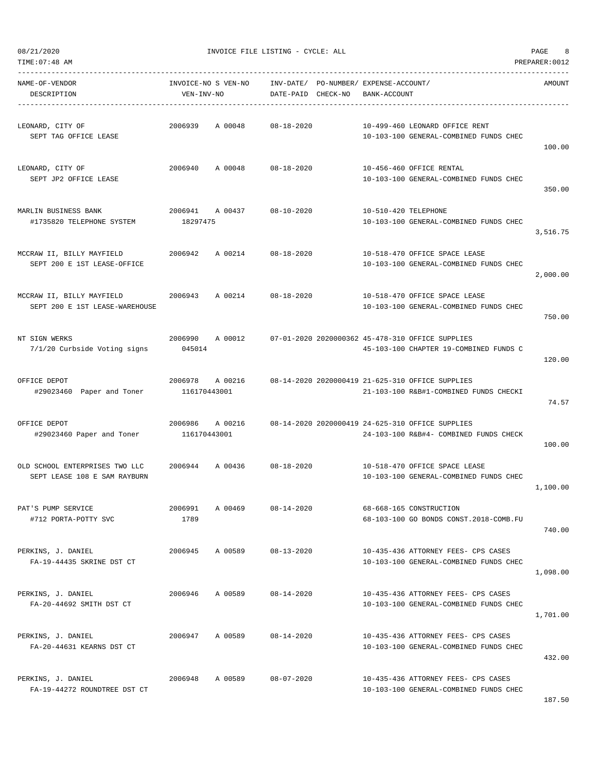08/21/2020 INVOICE FILE LISTING - CYCLE: ALL

TIME:07:48 AM PREPARER:0012

| NAME-OF-VENDOR / DESCRIPTION | INVOICE-NO S VEN-NO / VEN-INV-NO | INV-DATE/ DATE-PAID | PO-NUMBER/ CHECK-NO | EXPENSE-ACCOUNT/ BANK-ACCOUNT | AMOUNT |
|---|---|---|---|---|---|
| LEONARD, CITY OF<br>SEPT TAG OFFICE LEASE | 2006939 A 00048 | 08-18-2020 | | 10-499-460 LEONARD OFFICE RENT<br>10-103-100 GENERAL-COMBINED FUNDS CHEC | 100.00 |
| LEONARD, CITY OF<br>SEPT JP2 OFFICE LEASE | 2006940 A 00048 | 08-18-2020 | | 10-456-460 OFFICE RENTAL<br>10-103-100 GENERAL-COMBINED FUNDS CHEC | 350.00 |
| MARLIN BUSINESS BANK<br>#1735820 TELEPHONE SYSTEM | 2006941 A 00437<br>18297475 | 08-10-2020 | | 10-510-420 TELEPHONE<br>10-103-100 GENERAL-COMBINED FUNDS CHEC | 3,516.75 |
| MCCRAW II, BILLY MAYFIELD<br>SEPT 200 E 1ST LEASE-OFFICE | 2006942 A 00214 | 08-18-2020 | | 10-518-470 OFFICE SPACE LEASE<br>10-103-100 GENERAL-COMBINED FUNDS CHEC | 2,000.00 |
| MCCRAW II, BILLY MAYFIELD<br>SEPT 200 E 1ST LEASE-WAREHOUSE | 2006943 A 00214 | 08-18-2020 | | 10-518-470 OFFICE SPACE LEASE<br>10-103-100 GENERAL-COMBINED FUNDS CHEC | 750.00 |
| NT SIGN WERKS<br>7/1/20 Curbside Voting signs | 2006990 A 00012<br>045014 | 07-01-2020 | 2020000362 | 45-478-310 OFFICE SUPPLIES<br>45-103-100 CHAPTER 19-COMBINED FUNDS C | 120.00 |
| OFFICE DEPOT<br>#29023460 Paper and Toner | 2006978 A 00216<br>116170443001 | 08-14-2020 | 2020000419 | 21-625-310 OFFICE SUPPLIES<br>21-103-100 R&B#1-COMBINED FUNDS CHECKI | 74.57 |
| OFFICE DEPOT<br>#29023460 Paper and Toner | 2006986 A 00216<br>116170443001 | 08-14-2020 | 2020000419 | 24-625-310 OFFICE SUPPLIES<br>24-103-100 R&B#4- COMBINED FUNDS CHECK | 100.00 |
| OLD SCHOOL ENTERPRISES TWO LLC<br>SEPT LEASE 108 E SAM RAYBURN | 2006944 A 00436 | 08-18-2020 | | 10-518-470 OFFICE SPACE LEASE<br>10-103-100 GENERAL-COMBINED FUNDS CHEC | 1,100.00 |
| PAT'S PUMP SERVICE<br>#712 PORTA-POTTY SVC | 2006991 A 00469<br>1789 | 08-14-2020 | | 68-668-165 CONSTRUCTION<br>68-103-100 GO BONDS CONST.2018-COMB.FU | 740.00 |
| PERKINS, J. DANIEL<br>FA-19-44435 SKRINE DST CT | 2006945 A 00589 | 08-13-2020 | | 10-435-436 ATTORNEY FEES- CPS CASES<br>10-103-100 GENERAL-COMBINED FUNDS CHEC | 1,098.00 |
| PERKINS, J. DANIEL<br>FA-20-44692 SMITH DST CT | 2006946 A 00589 | 08-14-2020 | | 10-435-436 ATTORNEY FEES- CPS CASES<br>10-103-100 GENERAL-COMBINED FUNDS CHEC | 1,701.00 |
| PERKINS, J. DANIEL<br>FA-20-44631 KEARNS DST CT | 2006947 A 00589 | 08-14-2020 | | 10-435-436 ATTORNEY FEES- CPS CASES<br>10-103-100 GENERAL-COMBINED FUNDS CHEC | 432.00 |
| PERKINS, J. DANIEL<br>FA-19-44272 ROUNDTREE DST CT | 2006948 A 00589 | 08-07-2020 | | 10-435-436 ATTORNEY FEES- CPS CASES<br>10-103-100 GENERAL-COMBINED FUNDS CHEC | 187.50 |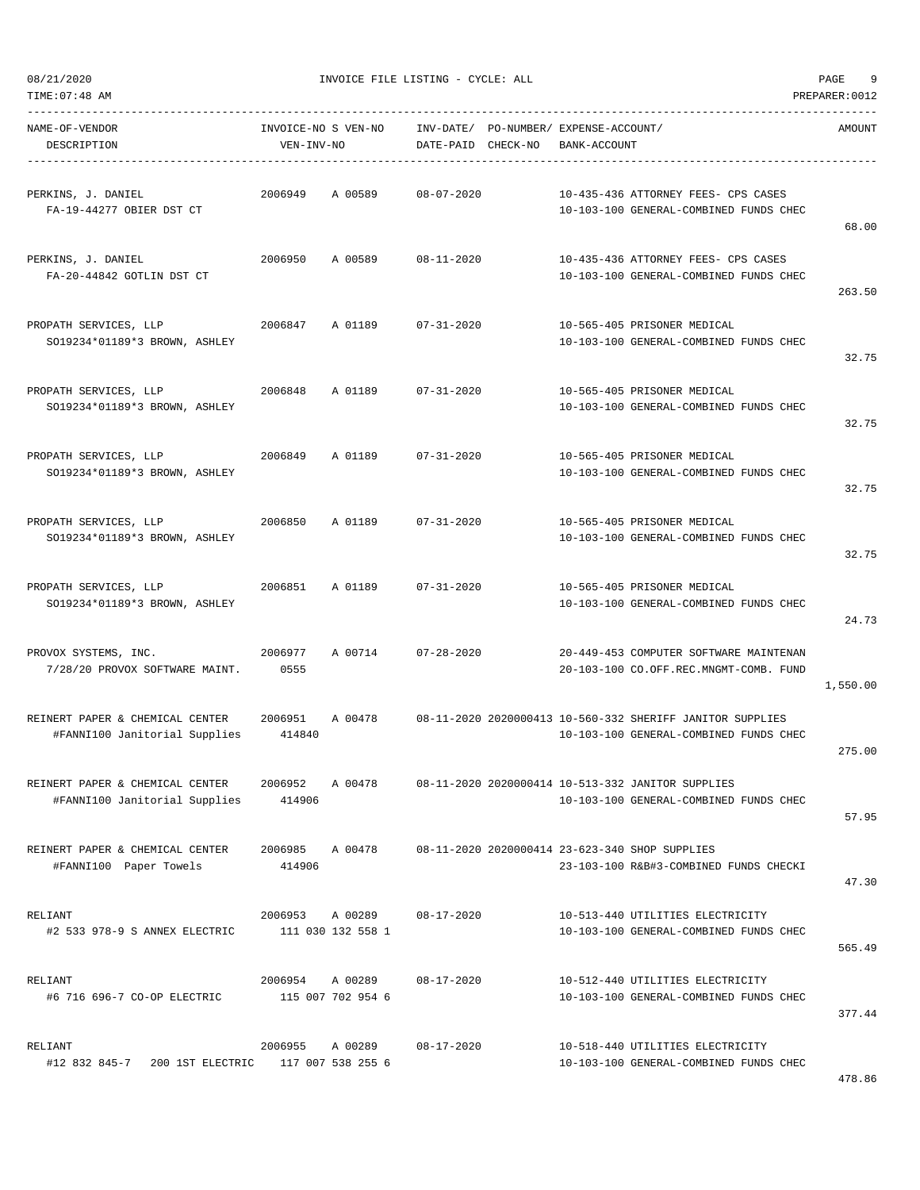08/21/2020 INVOICE FILE LISTING - CYCLE: ALL

TIME:07:48 AM PREPARER:0012

| NAME-OF-VENDOR / DESCRIPTION | INVOICE-NO / VEN-INV-NO | S VEN-NO | INV-DATE/ DATE-PAID | PO-NUMBER/ CHECK-NO | EXPENSE-ACCOUNT/ BANK-ACCOUNT | AMOUNT |
|---|---|---|---|---|---|---|
| PERKINS, J. DANIEL<br>FA-19-44277 OBIER DST CT | 2006949 | A 00589 | 08-07-2020 | | 10-435-436 ATTORNEY FEES- CPS CASES<br>10-103-100 GENERAL-COMBINED FUNDS CHEC | 68.00 |
| PERKINS, J. DANIEL<br>FA-20-44842 GOTLIN DST CT | 2006950 | A 00589 | 08-11-2020 | | 10-435-436 ATTORNEY FEES- CPS CASES<br>10-103-100 GENERAL-COMBINED FUNDS CHEC | 263.50 |
| PROPATH SERVICES, LLP<br>SO19234*01189*3 BROWN, ASHLEY | 2006847 | A 01189 | 07-31-2020 | | 10-565-405 PRISONER MEDICAL<br>10-103-100 GENERAL-COMBINED FUNDS CHEC | 32.75 |
| PROPATH SERVICES, LLP<br>SO19234*01189*3 BROWN, ASHLEY | 2006848 | A 01189 | 07-31-2020 | | 10-565-405 PRISONER MEDICAL<br>10-103-100 GENERAL-COMBINED FUNDS CHEC | 32.75 |
| PROPATH SERVICES, LLP<br>SO19234*01189*3 BROWN, ASHLEY | 2006849 | A 01189 | 07-31-2020 | | 10-565-405 PRISONER MEDICAL<br>10-103-100 GENERAL-COMBINED FUNDS CHEC | 32.75 |
| PROPATH SERVICES, LLP<br>SO19234*01189*3 BROWN, ASHLEY | 2006850 | A 01189 | 07-31-2020 | | 10-565-405 PRISONER MEDICAL<br>10-103-100 GENERAL-COMBINED FUNDS CHEC | 32.75 |
| PROPATH SERVICES, LLP<br>SO19234*01189*3 BROWN, ASHLEY | 2006851 | A 01189 | 07-31-2020 | | 10-565-405 PRISONER MEDICAL<br>10-103-100 GENERAL-COMBINED FUNDS CHEC | 24.73 |
| PROVOX SYSTEMS, INC.<br>7/28/20 PROVOX SOFTWARE MAINT. | 2006977<br>0555 | A 00714 | 07-28-2020 | | 20-449-453 COMPUTER SOFTWARE MAINTENAN<br>20-103-100 CO.OFF.REC.MNGMT-COMB. FUND | 1,550.00 |
| REINERT PAPER & CHEMICAL CENTER<br>#FANNI100 Janitorial Supplies | 2006951<br>414840 | A 00478 | 08-11-2020 | 2020000413 | 10-560-332 SHERIFF JANITOR SUPPLIES<br>10-103-100 GENERAL-COMBINED FUNDS CHEC | 275.00 |
| REINERT PAPER & CHEMICAL CENTER<br>#FANNI100 Janitorial Supplies | 2006952<br>414906 | A 00478 | 08-11-2020 | 2020000414 | 10-513-332 JANITOR SUPPLIES<br>10-103-100 GENERAL-COMBINED FUNDS CHEC | 57.95 |
| REINERT PAPER & CHEMICAL CENTER<br>#FANNI100 Paper Towels | 2006985<br>414906 | A 00478 | 08-11-2020 | 2020000414 | 23-623-340 SHOP SUPPLIES<br>23-103-100 R&B#3-COMBINED FUNDS CHECKI | 47.30 |
| RELIANT<br>#2 533 978-9 S ANNEX ELECTRIC | 2006953<br>111 030 132 558 1 | A 00289 | 08-17-2020 | | 10-513-440 UTILITIES ELECTRICITY<br>10-103-100 GENERAL-COMBINED FUNDS CHEC | 565.49 |
| RELIANT<br>#6 716 696-7 CO-OP ELECTRIC | 2006954<br>115 007 702 954 6 | A 00289 | 08-17-2020 | | 10-512-440 UTILITIES ELECTRICITY<br>10-103-100 GENERAL-COMBINED FUNDS CHEC | 377.44 |
| RELIANT<br>#12 832 845-7 200 1ST ELECTRIC | 2006955<br>117 007 538 255 6 | A 00289 | 08-17-2020 | | 10-518-440 UTILITIES ELECTRICITY<br>10-103-100 GENERAL-COMBINED FUNDS CHEC | 478.86 |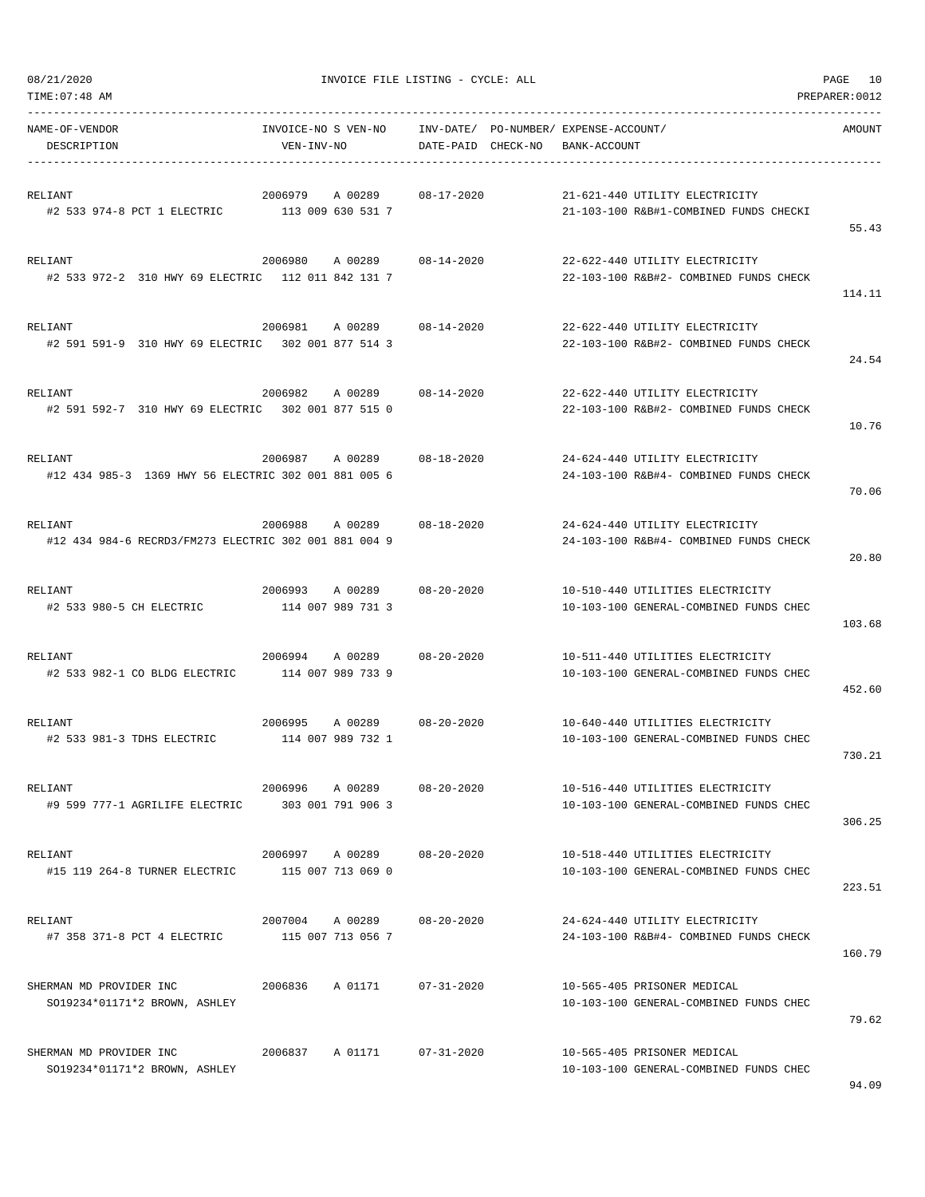| NAME-OF-VENDOR<br>DESCRIPTION | INVOICE-NO S VEN-NO<br>VEN-INV-NO | INV-DATE/<br>DATE-PAID | PO-NUMBER/<br>CHECK-NO | EXPENSE-ACCOUNT/<br>BANK-ACCOUNT | AMOUNT |
|---|---|---|---|---|---|
| RELIANT<br>#2 533 974-8 PCT 1 ELECTRIC | 2006979 A 00289<br>113 009 630 531 7 | 08-17-2020 | | 21-621-440 UTILITY ELECTRICITY<br>21-103-100 R&B#1-COMBINED FUNDS CHECKI | 55.43 |
| RELIANT<br>#2 533 972-2 310 HWY 69 ELECTRIC | 2006980 A 00289<br>112 011 842 131 7 | 08-14-2020 | | 22-622-440 UTILITY ELECTRICITY<br>22-103-100 R&B#2- COMBINED FUNDS CHECK | 114.11 |
| RELIANT<br>#2 591 591-9 310 HWY 69 ELECTRIC | 2006981 A 00289<br>302 001 877 514 3 | 08-14-2020 | | 22-622-440 UTILITY ELECTRICITY<br>22-103-100 R&B#2- COMBINED FUNDS CHECK | 24.54 |
| RELIANT<br>#2 591 592-7 310 HWY 69 ELECTRIC | 2006982 A 00289<br>302 001 877 515 0 | 08-14-2020 | | 22-622-440 UTILITY ELECTRICITY<br>22-103-100 R&B#2- COMBINED FUNDS CHECK | 10.76 |
| RELIANT<br>#12 434 985-3 1369 HWY 56 ELECTRIC | 2006987 A 00289<br>302 001 881 005 6 | 08-18-2020 | | 24-624-440 UTILITY ELECTRICITY<br>24-103-100 R&B#4- COMBINED FUNDS CHECK | 70.06 |
| RELIANT<br>#12 434 984-6 RECRD3/FM273 ELECTRIC | 2006988 A 00289<br>302 001 881 004 9 | 08-18-2020 | | 24-624-440 UTILITY ELECTRICITY<br>24-103-100 R&B#4- COMBINED FUNDS CHECK | 20.80 |
| RELIANT<br>#2 533 980-5 CH ELECTRIC | 2006993 A 00289<br>114 007 989 731 3 | 08-20-2020 | | 10-510-440 UTILITIES ELECTRICITY<br>10-103-100 GENERAL-COMBINED FUNDS CHEC | 103.68 |
| RELIANT<br>#2 533 982-1 CO BLDG ELECTRIC | 2006994 A 00289<br>114 007 989 733 9 | 08-20-2020 | | 10-511-440 UTILITIES ELECTRICITY<br>10-103-100 GENERAL-COMBINED FUNDS CHEC | 452.60 |
| RELIANT<br>#2 533 981-3 TDHS ELECTRIC | 2006995 A 00289<br>114 007 989 732 1 | 08-20-2020 | | 10-640-440 UTILITIES ELECTRICITY<br>10-103-100 GENERAL-COMBINED FUNDS CHEC | 730.21 |
| RELIANT<br>#9 599 777-1 AGRILIFE ELECTRIC | 2006996 A 00289<br>303 001 791 906 3 | 08-20-2020 | | 10-516-440 UTILITIES ELECTRICITY<br>10-103-100 GENERAL-COMBINED FUNDS CHEC | 306.25 |
| RELIANT<br>#15 119 264-8 TURNER ELECTRIC | 2006997 A 00289<br>115 007 713 069 0 | 08-20-2020 | | 10-518-440 UTILITIES ELECTRICITY<br>10-103-100 GENERAL-COMBINED FUNDS CHEC | 223.51 |
| RELIANT<br>#7 358 371-8 PCT 4 ELECTRIC | 2007004 A 00289<br>115 007 713 056 7 | 08-20-2020 | | 24-624-440 UTILITY ELECTRICITY<br>24-103-100 R&B#4- COMBINED FUNDS CHECK | 160.79 |
| SHERMAN MD PROVIDER INC<br>SO19234*01171*2 BROWN, ASHLEY | 2006836 A 01171 | 07-31-2020 | | 10-565-405 PRISONER MEDICAL<br>10-103-100 GENERAL-COMBINED FUNDS CHEC | 79.62 |
| SHERMAN MD PROVIDER INC<br>SO19234*01171*2 BROWN, ASHLEY | 2006837 A 01171 | 07-31-2020 | | 10-565-405 PRISONER MEDICAL<br>10-103-100 GENERAL-COMBINED FUNDS CHEC | 94.09 |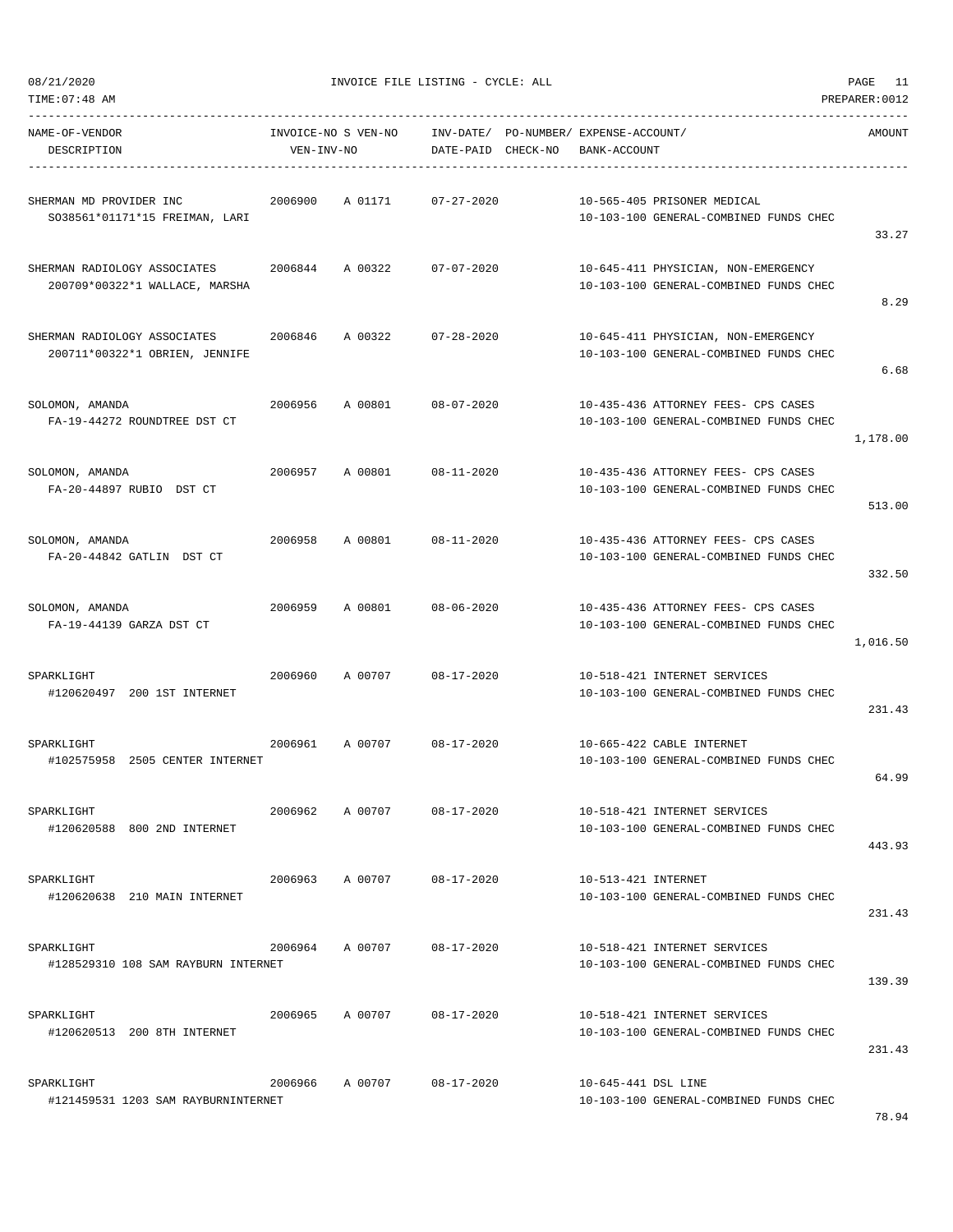08/21/2020 INVOICE FILE LISTING - CYCLE: ALL

TIME:07:48 AM PREPARER:0012

| NAME-OF-VENDOR / DESCRIPTION | INVOICE-NO | S VEN-NO / VEN-INV-NO | INV-DATE/ DATE-PAID | PO-NUMBER/ CHECK-NO | EXPENSE-ACCOUNT/ BANK-ACCOUNT | AMOUNT |
|---|---|---|---|---|---|---|
| SHERMAN MD PROVIDER INC<br>SO38561*01171*15 FREIMAN, LARI | 2006900 | A 01171 | 07-27-2020 | | 10-565-405 PRISONER MEDICAL<br>10-103-100 GENERAL-COMBINED FUNDS CHEC | 33.27 |
| SHERMAN RADIOLOGY ASSOCIATES<br>200709*00322*1 WALLACE, MARSHA | 2006844 | A 00322 | 07-07-2020 | | 10-645-411 PHYSICIAN, NON-EMERGENCY<br>10-103-100 GENERAL-COMBINED FUNDS CHEC | 8.29 |
| SHERMAN RADIOLOGY ASSOCIATES<br>200711*00322*1 OBRIEN, JENNIFE | 2006846 | A 00322 | 07-28-2020 | | 10-645-411 PHYSICIAN, NON-EMERGENCY<br>10-103-100 GENERAL-COMBINED FUNDS CHEC | 6.68 |
| SOLOMON, AMANDA<br>FA-19-44272 ROUNDTREE DST CT | 2006956 | A 00801 | 08-07-2020 | | 10-435-436 ATTORNEY FEES- CPS CASES<br>10-103-100 GENERAL-COMBINED FUNDS CHEC | 1,178.00 |
| SOLOMON, AMANDA<br>FA-20-44897 RUBIO DST CT | 2006957 | A 00801 | 08-11-2020 | | 10-435-436 ATTORNEY FEES- CPS CASES<br>10-103-100 GENERAL-COMBINED FUNDS CHEC | 513.00 |
| SOLOMON, AMANDA<br>FA-20-44842 GATLIN DST CT | 2006958 | A 00801 | 08-11-2020 | | 10-435-436 ATTORNEY FEES- CPS CASES<br>10-103-100 GENERAL-COMBINED FUNDS CHEC | 332.50 |
| SOLOMON, AMANDA<br>FA-19-44139 GARZA DST CT | 2006959 | A 00801 | 08-06-2020 | | 10-435-436 ATTORNEY FEES- CPS CASES<br>10-103-100 GENERAL-COMBINED FUNDS CHEC | 1,016.50 |
| SPARKLIGHT<br>#120620497 200 1ST INTERNET | 2006960 | A 00707 | 08-17-2020 | | 10-518-421 INTERNET SERVICES<br>10-103-100 GENERAL-COMBINED FUNDS CHEC | 231.43 |
| SPARKLIGHT<br>#102575958 2505 CENTER INTERNET | 2006961 | A 00707 | 08-17-2020 | | 10-665-422 CABLE INTERNET<br>10-103-100 GENERAL-COMBINED FUNDS CHEC | 64.99 |
| SPARKLIGHT<br>#120620588 800 2ND INTERNET | 2006962 | A 00707 | 08-17-2020 | | 10-518-421 INTERNET SERVICES<br>10-103-100 GENERAL-COMBINED FUNDS CHEC | 443.93 |
| SPARKLIGHT<br>#120620638 210 MAIN INTERNET | 2006963 | A 00707 | 08-17-2020 | | 10-513-421 INTERNET<br>10-103-100 GENERAL-COMBINED FUNDS CHEC | 231.43 |
| SPARKLIGHT<br>#128529310 108 SAM RAYBURN INTERNET | 2006964 | A 00707 | 08-17-2020 | | 10-518-421 INTERNET SERVICES<br>10-103-100 GENERAL-COMBINED FUNDS CHEC | 139.39 |
| SPARKLIGHT<br>#120620513 200 8TH INTERNET | 2006965 | A 00707 | 08-17-2020 | | 10-518-421 INTERNET SERVICES<br>10-103-100 GENERAL-COMBINED FUNDS CHEC | 231.43 |
| SPARKLIGHT<br>#121459531 1203 SAM RAYBURNINTERNET | 2006966 | A 00707 | 08-17-2020 | | 10-645-441 DSL LINE<br>10-103-100 GENERAL-COMBINED FUNDS CHEC | 78.94 |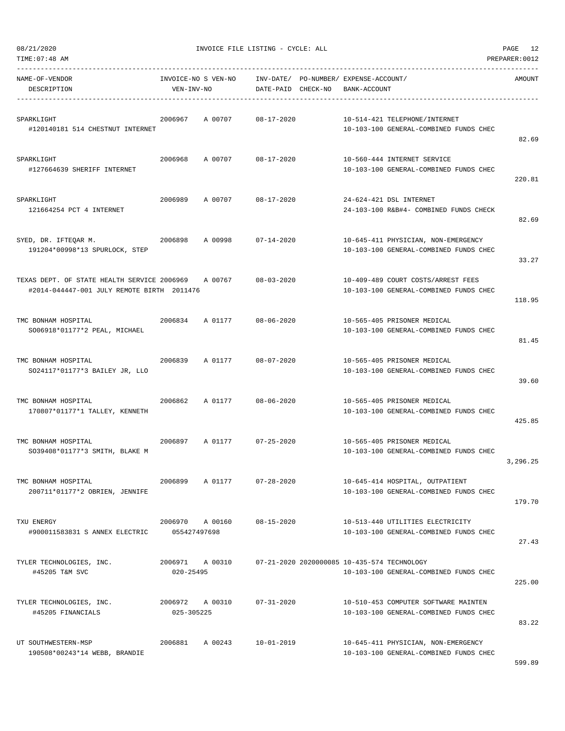08/21/2020 INVOICE FILE LISTING - CYCLE: ALL

TIME:07:48 AM PREPARER:0012

| NAME-OF-VENDOR / DESCRIPTION | INVOICE-NO | S | VEN-NO / VEN-INV-NO | INV-DATE/ DATE-PAID | PO-NUMBER/ CHECK-NO | EXPENSE-ACCOUNT/ BANK-ACCOUNT | AMOUNT |
|---|---|---|---|---|---|---|---|
| SPARKLIGHT<br>#120140181 514 CHESTNUT INTERNET | 2006967 | A | 00707 | 08-17-2020 | | 10-514-421 TELEPHONE/INTERNET<br>10-103-100 GENERAL-COMBINED FUNDS CHEC | 82.69 |
| SPARKLIGHT<br>#127664639 SHERIFF INTERNET | 2006968 | A | 00707 | 08-17-2020 | | 10-560-444 INTERNET SERVICE<br>10-103-100 GENERAL-COMBINED FUNDS CHEC | 220.81 |
| SPARKLIGHT<br>121664254 PCT 4 INTERNET | 2006989 | A | 00707 | 08-17-2020 | | 24-624-421 DSL INTERNET<br>24-103-100 R&B#4- COMBINED FUNDS CHECK | 82.69 |
| SYED, DR. IFTEQAR M.<br>191204*00998*13 SPURLOCK, STEP | 2006898 | A | 00998 | 07-14-2020 | | 10-645-411 PHYSICIAN, NON-EMERGENCY<br>10-103-100 GENERAL-COMBINED FUNDS CHEC | 33.27 |
| TEXAS DEPT. OF STATE HEALTH SERVICE<br>#2014-044447-001 JULY REMOTE BIRTH | 2006969 | A | 00767<br>2011476 | 08-03-2020 | | 10-409-489 COURT COSTS/ARREST FEES<br>10-103-100 GENERAL-COMBINED FUNDS CHEC | 118.95 |
| TMC BONHAM HOSPITAL<br>SO06918*01177*2 PEAL, MICHAEL | 2006834 | A | 01177 | 08-06-2020 | | 10-565-405 PRISONER MEDICAL<br>10-103-100 GENERAL-COMBINED FUNDS CHEC | 81.45 |
| TMC BONHAM HOSPITAL<br>SO24117*01177*3 BAILEY JR, LLO | 2006839 | A | 01177 | 08-07-2020 | | 10-565-405 PRISONER MEDICAL<br>10-103-100 GENERAL-COMBINED FUNDS CHEC | 39.60 |
| TMC BONHAM HOSPITAL<br>170807*01177*1 TALLEY, KENNETH | 2006862 | A | 01177 | 08-06-2020 | | 10-565-405 PRISONER MEDICAL<br>10-103-100 GENERAL-COMBINED FUNDS CHEC | 425.85 |
| TMC BONHAM HOSPITAL<br>SO39408*01177*3 SMITH, BLAKE M | 2006897 | A | 01177 | 07-25-2020 | | 10-565-405 PRISONER MEDICAL<br>10-103-100 GENERAL-COMBINED FUNDS CHEC | 3,296.25 |
| TMC BONHAM HOSPITAL<br>200711*01177*2 OBRIEN, JENNIFE | 2006899 | A | 01177 | 07-28-2020 | | 10-645-414 HOSPITAL, OUTPATIENT<br>10-103-100 GENERAL-COMBINED FUNDS CHEC | 179.70 |
| TXU ENERGY<br>#900011583831 S ANNEX ELECTRIC | 2006970 | A | 00160<br>055427497698 | 08-15-2020 | | 10-513-440 UTILITIES ELECTRICITY<br>10-103-100 GENERAL-COMBINED FUNDS CHEC | 27.43 |
| TYLER TECHNOLOGIES, INC.<br>#45205 T&M SVC | 2006971 | A | 00310<br>020-25495 | 07-21-2020 | 2020000085 | 10-435-574 TECHNOLOGY<br>10-103-100 GENERAL-COMBINED FUNDS CHEC | 225.00 |
| TYLER TECHNOLOGIES, INC.<br>#45205 FINANCIALS | 2006972 | A | 00310<br>025-305225 | 07-31-2020 | | 10-510-453 COMPUTER SOFTWARE MAINTEN<br>10-103-100 GENERAL-COMBINED FUNDS CHEC | 83.22 |
| UT SOUTHWESTERN-MSP<br>190508*00243*14 WEBB, BRANDIE | 2006881 | A | 00243 | 10-01-2019 | | 10-645-411 PHYSICIAN, NON-EMERGENCY<br>10-103-100 GENERAL-COMBINED FUNDS CHEC | 599.89 |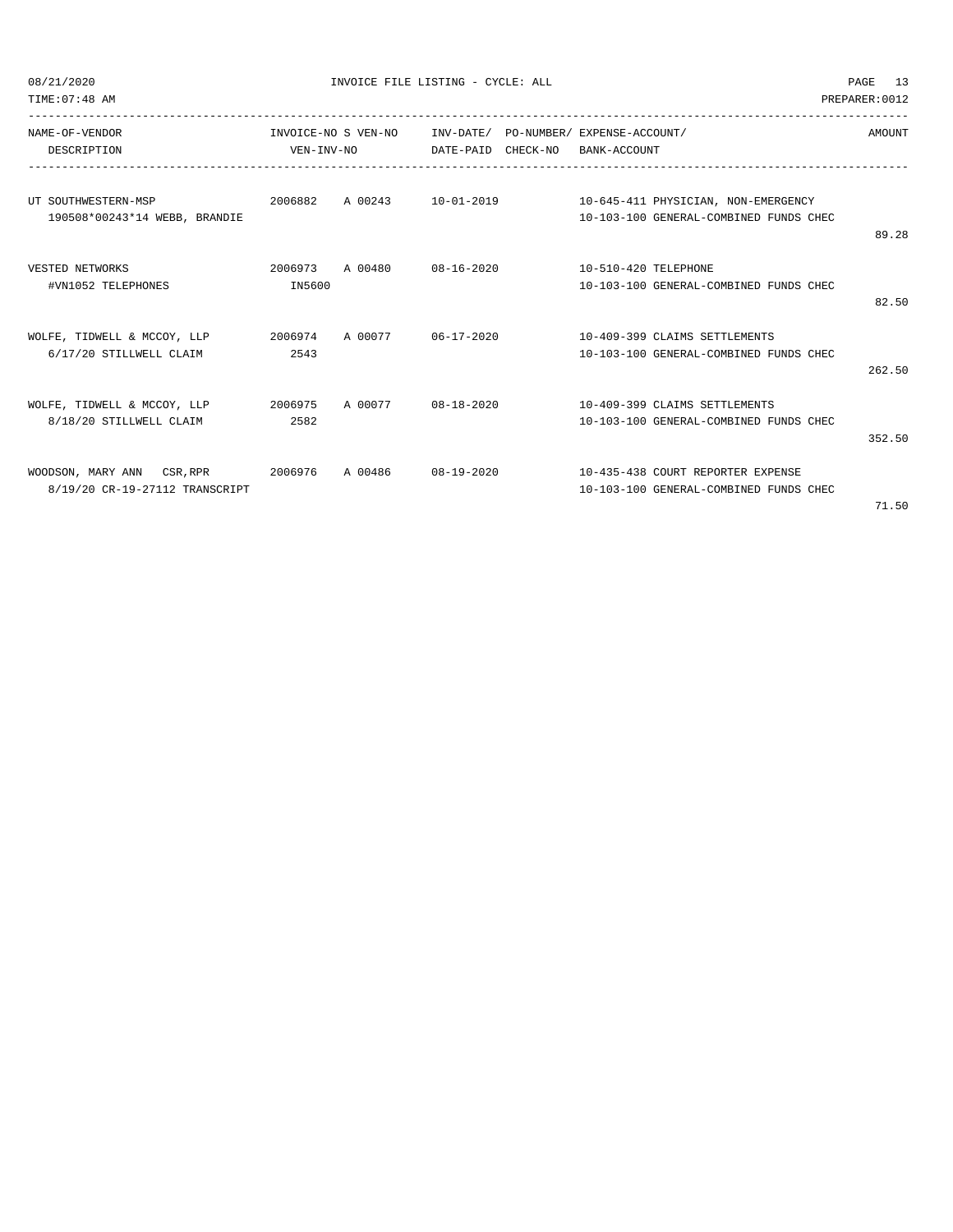| NAME-OF-VENDOR / DESCRIPTION | INVOICE-NO / VEN-INV-NO | S | VEN-NO | INV-DATE/ DATE-PAID | PO-NUMBER/ CHECK-NO | EXPENSE-ACCOUNT/ BANK-ACCOUNT | AMOUNT |
|---|---|---|---|---|---|---|---|
| UT SOUTHWESTERN-MSP | 2006882 | A | 00243 | 10-01-2019 | | 10-645-411 PHYSICIAN, NON-EMERGENCY | |
| 190508*00243*14 WEBB, BRANDIE | | | | | | 10-103-100 GENERAL-COMBINED FUNDS CHEC | 89.28 |
| VESTED NETWORKS | 2006973 | A | 00480 | 08-16-2020 | | 10-510-420 TELEPHONE | |
| #VN1052 TELEPHONES | IN5600 | | | | | 10-103-100 GENERAL-COMBINED FUNDS CHEC | 82.50 |
| WOLFE, TIDWELL & MCCOY, LLP | 2006974 | A | 00077 | 06-17-2020 | | 10-409-399 CLAIMS SETTLEMENTS | |
| 6/17/20 STILLWELL CLAIM | 2543 | | | | | 10-103-100 GENERAL-COMBINED FUNDS CHEC | 262.50 |
| WOLFE, TIDWELL & MCCOY, LLP | 2006975 | A | 00077 | 08-18-2020 | | 10-409-399 CLAIMS SETTLEMENTS | |
| 8/18/20 STILLWELL CLAIM | 2582 | | | | | 10-103-100 GENERAL-COMBINED FUNDS CHEC | 352.50 |
| WOODSON, MARY ANN CSR,RPR | 2006976 | A | 00486 | 08-19-2020 | | 10-435-438 COURT REPORTER EXPENSE | |
| 8/19/20 CR-19-27112 TRANSCRIPT | | | | | | 10-103-100 GENERAL-COMBINED FUNDS CHEC | 71.50 |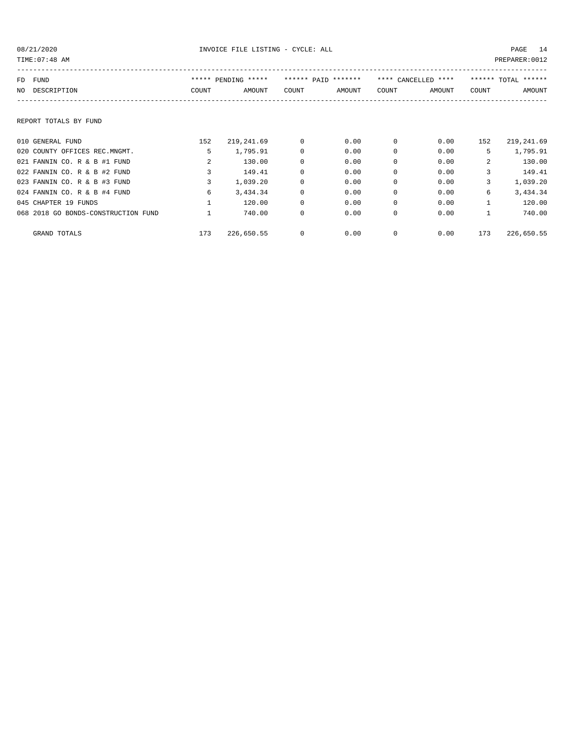INVOICE FILE LISTING - CYCLE: ALL

08/21/2020
TIME:07:48 AM
PREPARER:0012

| FD NO | FUND DESCRIPTION | ***** PENDING ***** COUNT | AMOUNT | ****** PAID ******* COUNT | AMOUNT | **** CANCELLED **** COUNT | AMOUNT | ****** TOTAL ****** COUNT | AMOUNT |
|---|---|---|---|---|---|---|---|---|---|
| | **REPORT TOTALS BY FUND** | | | | | | | | |
| 010 | GENERAL FUND | 152 | 219,241.69 | 0 | 0.00 | 0 | 0.00 | 152 | 219,241.69 |
| 020 | COUNTY OFFICES REC.MNGMT. | 5 | 1,795.91 | 0 | 0.00 | 0 | 0.00 | 5 | 1,795.91 |
| 021 | FANNIN CO. R & B #1 FUND | 2 | 130.00 | 0 | 0.00 | 0 | 0.00 | 2 | 130.00 |
| 022 | FANNIN CO. R & B #2 FUND | 3 | 149.41 | 0 | 0.00 | 0 | 0.00 | 3 | 149.41 |
| 023 | FANNIN CO. R & B #3 FUND | 3 | 1,039.20 | 0 | 0.00 | 0 | 0.00 | 3 | 1,039.20 |
| 024 | FANNIN CO. R & B #4 FUND | 6 | 3,434.34 | 0 | 0.00 | 0 | 0.00 | 6 | 3,434.34 |
| 045 | CHAPTER 19 FUNDS | 1 | 120.00 | 0 | 0.00 | 0 | 0.00 | 1 | 120.00 |
| 068 | 2018 GO BONDS-CONSTRUCTION FUND | 1 | 740.00 | 0 | 0.00 | 0 | 0.00 | 1 | 740.00 |
| | GRAND TOTALS | 173 | 226,650.55 | 0 | 0.00 | 0 | 0.00 | 173 | 226,650.55 |